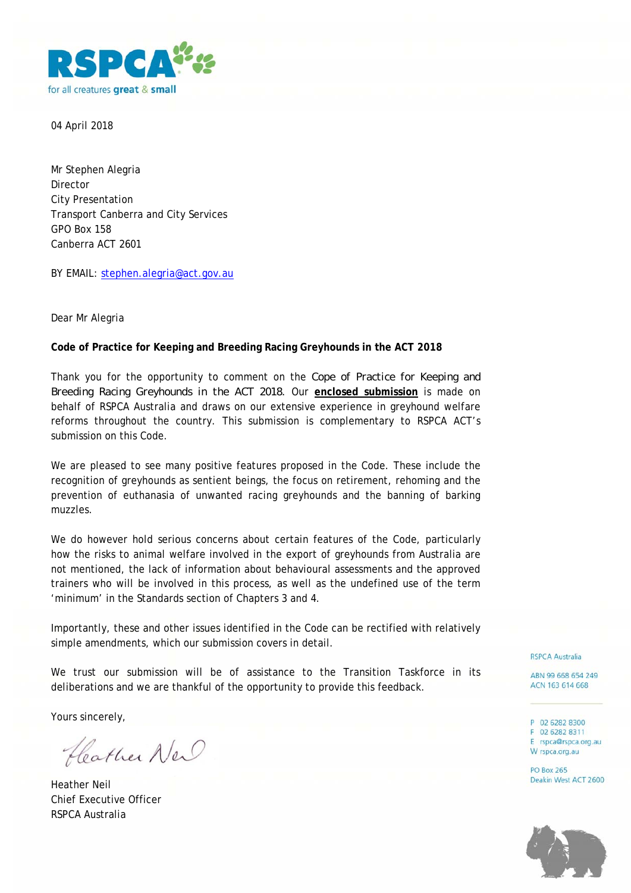RSPCA

for all creatures great & small

04 April 2018

Mr Stephen Alegria
Director
City Presentation
Transport Canberra and City Services
GPO Box 158
Canberra ACT 2601

BY EMAIL: stephen.alegria@act.gov.au

Dear Mr Alegria

**Code of Practice for Keeping and Breeding Racing Greyhounds in the ACT 2018**

Thank you for the opportunity to comment on the Cope of Practice for Keeping and Breeding Racing Greyhounds in the ACT 2018. Our **enclosed submission** is made on behalf of RSPCA Australia and draws on our extensive experience in greyhound welfare reforms throughout the country. This submission is complementary to RSPCA ACT's submission on this Code.

We are pleased to see many positive features proposed in the Code. These include the recognition of greyhounds as sentient beings, the focus on retirement, rehoming and the prevention of euthanasia of unwanted racing greyhounds and the banning of barking muzzles.

We do however hold serious concerns about certain features of the Code, particularly how the risks to animal welfare involved in the export of greyhounds from Australia are not mentioned, the lack of information about behavioural assessments and the approved trainers who will be involved in this process, as well as the undefined use of the term 'minimum' in the Standards section of Chapters 3 and 4.

Importantly, these and other issues identified in the Code can be rectified with relatively simple amendments, which our submission covers in detail.

We trust our submission will be of assistance to the Transition Taskforce in its deliberations and we are thankful of the opportunity to provide this feedback.

Yours sincerely,

Heather Neil

Heather Neil
Chief Executive Officer
RSPCA Australia

RSPCA Australia

ABN 99 668 654 249
ACN 163 614 668

P 02 6282 8300
F 02 6282 8311
E rspca@rspca.org.au
W rspca.org.au

PO Box 265
Deakin West ACT 2600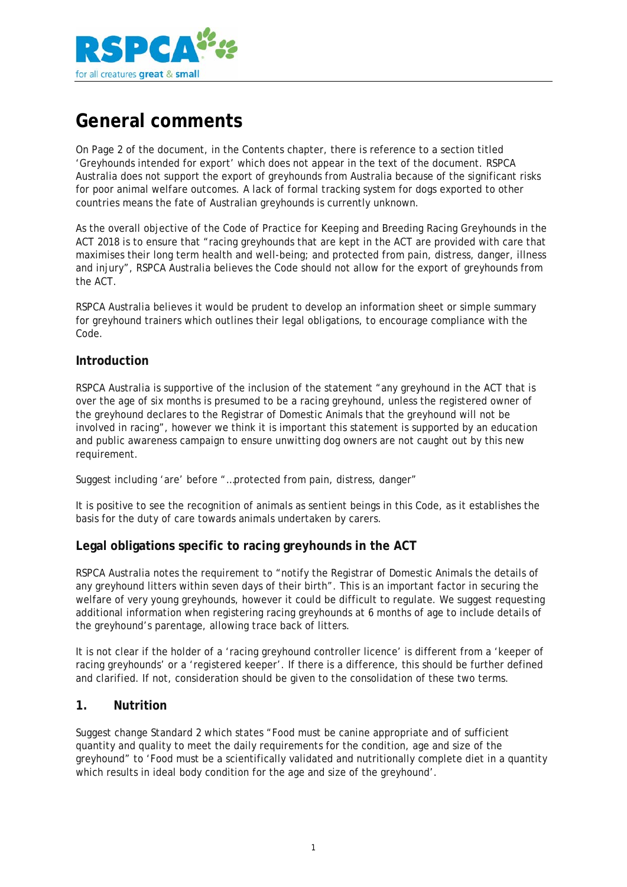# General comments

On Page 2 of the document, in the Contents chapter, there is reference to a section titled 'Greyhounds intended for export' which does not appear in the text of the document. RSPCA Australia does not support the export of greyhounds from Australia because of the significant risks for poor animal welfare outcomes. A lack of formal tracking system for dogs exported to other countries means the fate of Australian greyhounds is currently unknown.

As the overall objective of the Code of Practice for Keeping and Breeding Racing Greyhounds in the ACT 2018 is to ensure that "racing greyhounds that are kept in the ACT are provided with care that maximises their long term health and well-being; and protected from pain, distress, danger, illness and injury", RSPCA Australia believes the Code should not allow for the export of greyhounds from the ACT.

RSPCA Australia believes it would be prudent to develop an information sheet or simple summary for greyhound trainers which outlines their legal obligations, to encourage compliance with the Code.

## Introduction

RSPCA Australia is supportive of the inclusion of the statement "any greyhound in the ACT that is over the age of six months is presumed to be a racing greyhound, unless the registered owner of the greyhound declares to the Registrar of Domestic Animals that the greyhound will not be involved in racing", however we think it is important this statement is supported by an education and public awareness campaign to ensure unwitting dog owners are not caught out by this new requirement.

Suggest including 'are' before "…protected from pain, distress, danger"

It is positive to see the recognition of animals as sentient beings in this Code, as it establishes the basis for the duty of care towards animals undertaken by carers.

## Legal obligations specific to racing greyhounds in the ACT

RSPCA Australia notes the requirement to "notify the Registrar of Domestic Animals the details of any greyhound litters within seven days of their birth". This is an important factor in securing the welfare of very young greyhounds, however it could be difficult to regulate. We suggest requesting additional information when registering racing greyhounds at 6 months of age to include details of the greyhound's parentage, allowing trace back of litters.

It is not clear if the holder of a 'racing greyhound controller licence' is different from a 'keeper of racing greyhounds' or a 'registered keeper'. If there is a difference, this should be further defined and clarified. If not, consideration should be given to the consolidation of these two terms.

## 1. Nutrition

Suggest change Standard 2 which states "Food must be canine appropriate and of sufficient quantity and quality to meet the daily requirements for the condition, age and size of the greyhound" to 'Food must be a scientifically validated and nutritionally complete diet in a quantity which results in ideal body condition for the age and size of the greyhound'.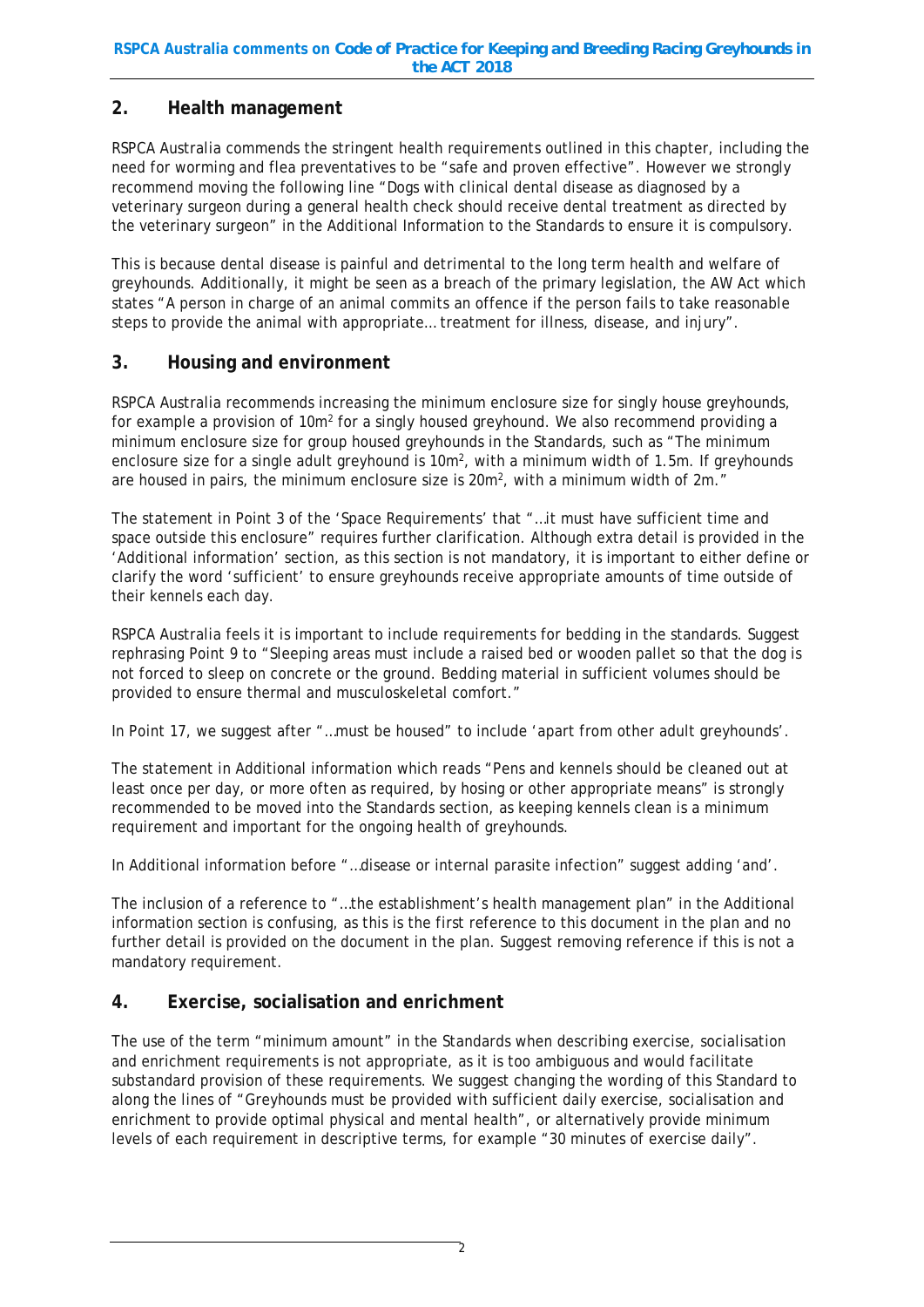## 2. Health management

RSPCA Australia commends the stringent health requirements outlined in this chapter, including the need for worming and flea preventatives to be "safe and proven effective". However we strongly recommend moving the following line "Dogs with clinical dental disease as diagnosed by a veterinary surgeon during a general health check should receive dental treatment as directed by the veterinary surgeon" in the Additional Information to the Standards to ensure it is compulsory.

This is because dental disease is painful and detrimental to the long term health and welfare of greyhounds. Additionally, it might be seen as a breach of the primary legislation, the AW Act which states "A person in charge of an animal commits an offence if the person fails to take reasonable steps to provide the animal with appropriate… treatment for illness, disease, and injury".

## 3. Housing and environment

RSPCA Australia recommends increasing the minimum enclosure size for singly house greyhounds, for example a provision of $10m^2$ for a singly housed greyhound. We also recommend providing a minimum enclosure size for group housed greyhounds in the Standards, such as "The minimum enclosure size for a single adult greyhound is $10m^2$, with a minimum width of 1.5m. If greyhounds are housed in pairs, the minimum enclosure size is $20m^2$, with a minimum width of 2m."

The statement in Point 3 of the 'Space Requirements' that "…it must have sufficient time and space outside this enclosure" requires further clarification. Although extra detail is provided in the 'Additional information' section, as this section is not mandatory, it is important to either define or clarify the word 'sufficient' to ensure greyhounds receive appropriate amounts of time outside of their kennels each day.

RSPCA Australia feels it is important to include requirements for bedding in the standards. Suggest rephrasing Point 9 to "Sleeping areas must include a raised bed or wooden pallet so that the dog is not forced to sleep on concrete or the ground. Bedding material in sufficient volumes should be provided to ensure thermal and musculoskeletal comfort."

In Point 17, we suggest after "…must be housed" to include 'apart from other adult greyhounds'.

The statement in Additional information which reads "Pens and kennels should be cleaned out at least once per day, or more often as required, by hosing or other appropriate means" is strongly recommended to be moved into the Standards section, as keeping kennels clean is a minimum requirement and important for the ongoing health of greyhounds.

In Additional information before "…disease or internal parasite infection" suggest adding 'and'.

The inclusion of a reference to "…the establishment's health management plan" in the Additional information section is confusing, as this is the first reference to this document in the plan and no further detail is provided on the document in the plan. Suggest removing reference if this is not a mandatory requirement.

## 4. Exercise, socialisation and enrichment

The use of the term "minimum amount" in the Standards when describing exercise, socialisation and enrichment requirements is not appropriate, as it is too ambiguous and would facilitate substandard provision of these requirements. We suggest changing the wording of this Standard to along the lines of "Greyhounds must be provided with sufficient daily exercise, socialisation and enrichment to provide optimal physical and mental health", or alternatively provide minimum levels of each requirement in descriptive terms, for example "30 minutes of exercise daily".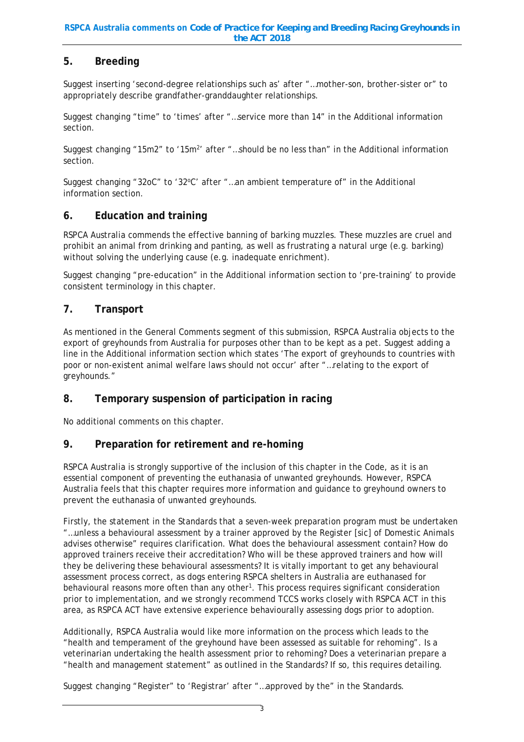## 5. Breeding

Suggest inserting 'second-degree relationships such as' after "…mother-son, brother-sister or" to appropriately describe grandfather-granddaughter relationships.

Suggest changing "time" to 'times' after "…service more than 14" in the Additional information section.

Suggest changing "15m2" to '15m$^2$' after "…should be no less than" in the Additional information section.

Suggest changing "32oC" to '32$^{o}$C' after "…an ambient temperature of" in the Additional information section.

## 6. Education and training

RSPCA Australia commends the effective banning of barking muzzles. These muzzles are cruel and prohibit an animal from drinking and panting, as well as frustrating a natural urge (e.g. barking) without solving the underlying cause (e.g. inadequate enrichment).

Suggest changing "pre-education" in the Additional information section to 'pre-training' to provide consistent terminology in this chapter.

## 7. Transport

As mentioned in the General Comments segment of this submission, RSPCA Australia objects to the export of greyhounds from Australia for purposes other than to be kept as a pet. Suggest adding a line in the Additional information section which states 'The export of greyhounds to countries with poor or non-existent animal welfare laws should not occur' after "…relating to the export of greyhounds."

## 8. Temporary suspension of participation in racing

No additional comments on this chapter.

## 9. Preparation for retirement and re-homing

RSPCA Australia is strongly supportive of the inclusion of this chapter in the Code, as it is an essential component of preventing the euthanasia of unwanted greyhounds. However, RSPCA Australia feels that this chapter requires more information and guidance to greyhound owners to prevent the euthanasia of unwanted greyhounds.

Firstly, the statement in the Standards that a seven-week preparation program must be undertaken "…unless a behavioural assessment by a trainer approved by the Register [sic] of Domestic Animals advises otherwise" requires clarification. What does the behavioural assessment contain? How do approved trainers receive their accreditation? Who will be these approved trainers and how will they be delivering these behavioural assessments? It is vitally important to get any behavioural assessment process correct, as dogs entering RSPCA shelters in Australia are euthanased for behavioural reasons more often than any other[1]. This process requires significant consideration prior to implementation, and we strongly recommend TCCS works closely with RSPCA ACT in this area, as RSPCA ACT have extensive experience behaviourally assessing dogs prior to adoption.

Additionally, RSPCA Australia would like more information on the process which leads to the "health and temperament of the greyhound have been assessed as suitable for rehoming". Is a veterinarian undertaking the health assessment prior to rehoming? Does a veterinarian prepare a "health and management statement" as outlined in the Standards? If so, this requires detailing.

Suggest changing "Register" to 'Registrar' after "…approved by the" in the Standards.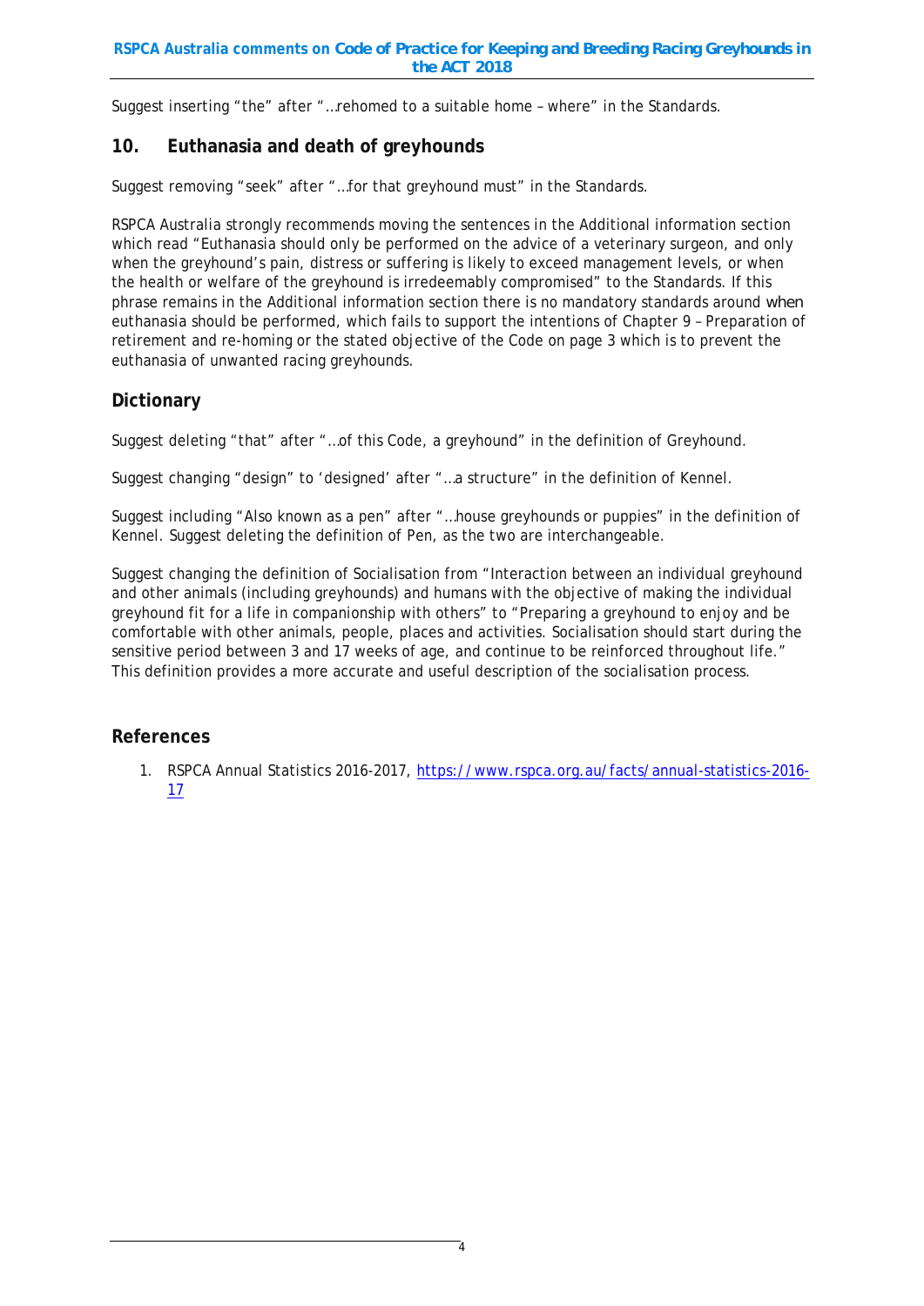Suggest inserting "the" after "…rehomed to a suitable home – where" in the Standards.

## 10. Euthanasia and death of greyhounds

Suggest removing "seek" after "…for that greyhound must" in the Standards.

RSPCA Australia strongly recommends moving the sentences in the Additional information section which read "Euthanasia should only be performed on the advice of a veterinary surgeon, and only when the greyhound's pain, distress or suffering is likely to exceed management levels, or when the health or welfare of the greyhound is irredeemably compromised" to the Standards. If this phrase remains in the Additional information section there is no mandatory standards around when euthanasia should be performed, which fails to support the intentions of Chapter 9 – Preparation of retirement and re-homing or the stated objective of the Code on page 3 which is to prevent the euthanasia of unwanted racing greyhounds.

## Dictionary

Suggest deleting "that" after "…of this Code, a greyhound" in the definition of Greyhound.

Suggest changing "design" to 'designed' after "…a structure" in the definition of Kennel.

Suggest including "Also known as a pen" after "…house greyhounds or puppies" in the definition of Kennel. Suggest deleting the definition of Pen, as the two are interchangeable.

Suggest changing the definition of Socialisation from "Interaction between an individual greyhound and other animals (including greyhounds) and humans with the objective of making the individual greyhound fit for a life in companionship with others" to "Preparing a greyhound to enjoy and be comfortable with other animals, people, places and activities. Socialisation should start during the sensitive period between 3 and 17 weeks of age, and continue to be reinforced throughout life." This definition provides a more accurate and useful description of the socialisation process.

## References

1. RSPCA Annual Statistics 2016-2017, https://www.rspca.org.au/facts/annual-statistics-2016-17